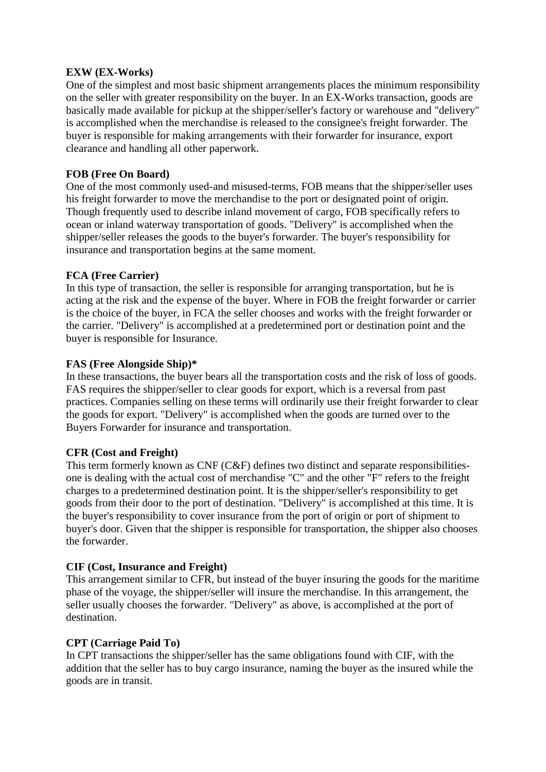**EXW (EX-Works)**
One of the simplest and most basic shipment arrangements places the minimum responsibility on the seller with greater responsibility on the buyer. In an EX-Works transaction, goods are basically made available for pickup at the shipper/seller's factory or warehouse and "delivery" is accomplished when the merchandise is released to the consignee's freight forwarder. The buyer is responsible for making arrangements with their forwarder for insurance, export clearance and handling all other paperwork.

**FOB (Free On Board)**
One of the most commonly used-and misused-terms, FOB means that the shipper/seller uses his freight forwarder to move the merchandise to the port or designated point of origin. Though frequently used to describe inland movement of cargo, FOB specifically refers to ocean or inland waterway transportation of goods. "Delivery" is accomplished when the shipper/seller releases the goods to the buyer's forwarder. The buyer's responsibility for insurance and transportation begins at the same moment.

**FCA (Free Carrier)**
In this type of transaction, the seller is responsible for arranging transportation, but he is acting at the risk and the expense of the buyer. Where in FOB the freight forwarder or carrier is the choice of the buyer, in FCA the seller chooses and works with the freight forwarder or the carrier. "Delivery" is accomplished at a predetermined port or destination point and the buyer is responsible for Insurance.

**FAS (Free Alongside Ship)***
In these transactions, the buyer bears all the transportation costs and the risk of loss of goods. FAS requires the shipper/seller to clear goods for export, which is a reversal from past practices. Companies selling on these terms will ordinarily use their freight forwarder to clear the goods for export. "Delivery" is accomplished when the goods are turned over to the Buyers Forwarder for insurance and transportation.

**CFR (Cost and Freight)**
This term formerly known as CNF (C&F) defines two distinct and separate responsibilities-one is dealing with the actual cost of merchandise "C" and the other "F" refers to the freight charges to a predetermined destination point. It is the shipper/seller's responsibility to get goods from their door to the port of destination. "Delivery" is accomplished at this time. It is the buyer's responsibility to cover insurance from the port of origin or port of shipment to buyer's door. Given that the shipper is responsible for transportation, the shipper also chooses the forwarder.

**CIF (Cost, Insurance and Freight)**
This arrangement similar to CFR, but instead of the buyer insuring the goods for the maritime phase of the voyage, the shipper/seller will insure the merchandise. In this arrangement, the seller usually chooses the forwarder. "Delivery" as above, is accomplished at the port of destination.

**CPT (Carriage Paid To)**
In CPT transactions the shipper/seller has the same obligations found with CIF, with the addition that the seller has to buy cargo insurance, naming the buyer as the insured while the goods are in transit.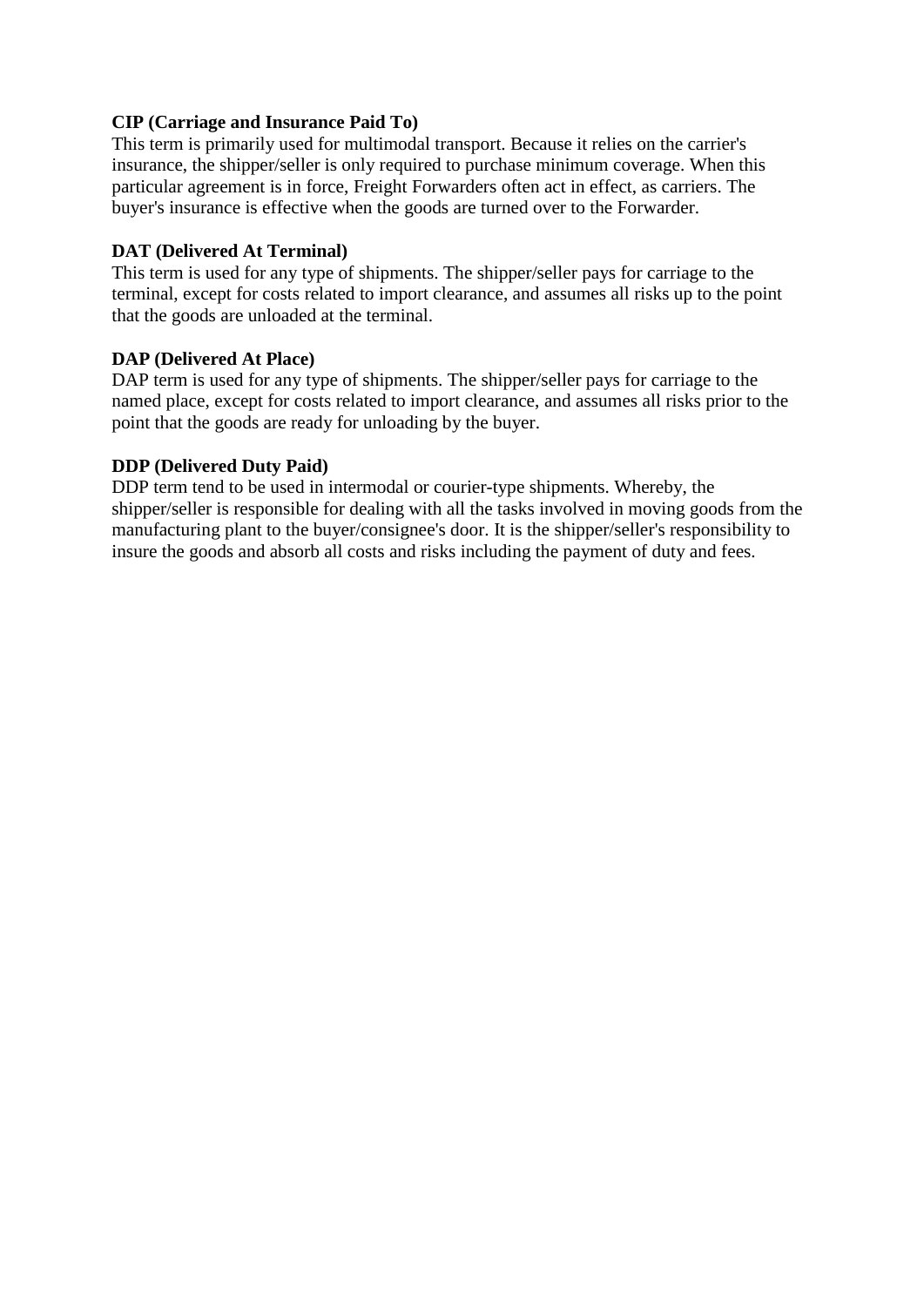**CIP (Carriage and Insurance Paid To)**
This term is primarily used for multimodal transport. Because it relies on the carrier's insurance, the shipper/seller is only required to purchase minimum coverage. When this particular agreement is in force, Freight Forwarders often act in effect, as carriers. The buyer's insurance is effective when the goods are turned over to the Forwarder.

**DAT (Delivered At Terminal)**
This term is used for any type of shipments. The shipper/seller pays for carriage to the terminal, except for costs related to import clearance, and assumes all risks up to the point that the goods are unloaded at the terminal.

**DAP (Delivered At Place)**
DAP term is used for any type of shipments. The shipper/seller pays for carriage to the named place, except for costs related to import clearance, and assumes all risks prior to the point that the goods are ready for unloading by the buyer.

**DDP (Delivered Duty Paid)**
DDP term tend to be used in intermodal or courier-type shipments. Whereby, the shipper/seller is responsible for dealing with all the tasks involved in moving goods from the manufacturing plant to the buyer/consignee's door. It is the shipper/seller's responsibility to insure the goods and absorb all costs and risks including the payment of duty and fees.